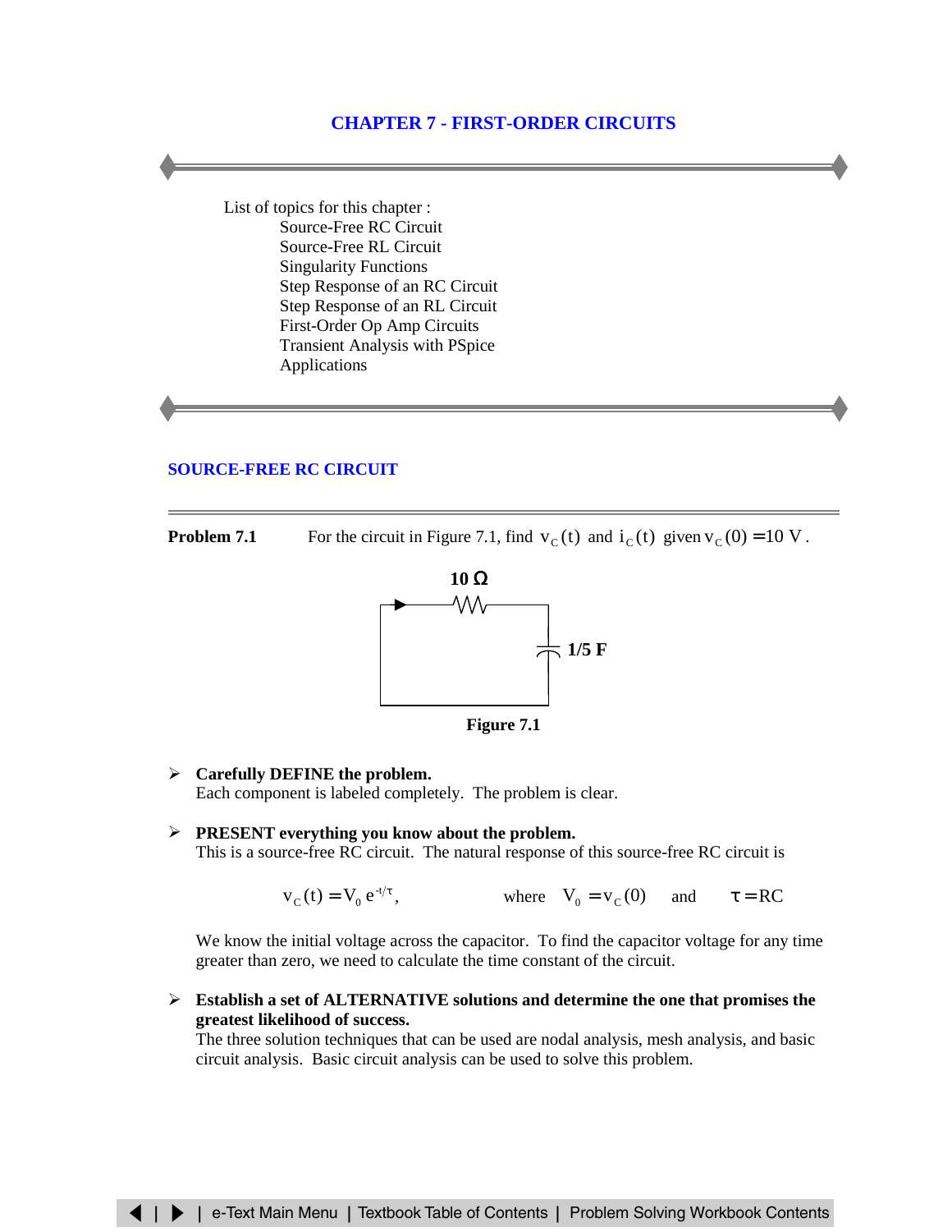# CHAPTER 7 - FIRST-ORDER CIRCUITS

List of topics for this chapter :

- Source-Free RC Circuit
- Source-Free RL Circuit
- Singularity Functions
- Step Response of an RC Circuit
- Step Response of an RL Circuit
- First-Order Op Amp Circuits
- Transient Analysis with PSpice
- Applications

## SOURCE-FREE RC CIRCUIT

**Problem 7.1** For the circuit in Figure 7.1, find $v_C(t)$ and $i_C(t)$ given $v_C(0) = 10\text{ V}$.

10 Ω

1/5 F

**Figure 7.1**

- **Carefully DEFINE the problem.**
  Each component is labeled completely. The problem is clear.

- **PRESENT everything you know about the problem.**
  This is a source-free RC circuit. The natural response of this source-free RC circuit is

  $$v_C(t) = V_0\, e^{-t/\tau}, \qquad \text{where} \quad V_0 = v_C(0) \quad \text{and} \quad \tau = RC$$

  We know the initial voltage across the capacitor. To find the capacitor voltage for any time greater than zero, we need to calculate the time constant of the circuit.

- **Establish a set of ALTERNATIVE solutions and determine the one that promises the greatest likelihood of success.**
  The three solution techniques that can be used are nodal analysis, mesh analysis, and basic circuit analysis. Basic circuit analysis can be used to solve this problem.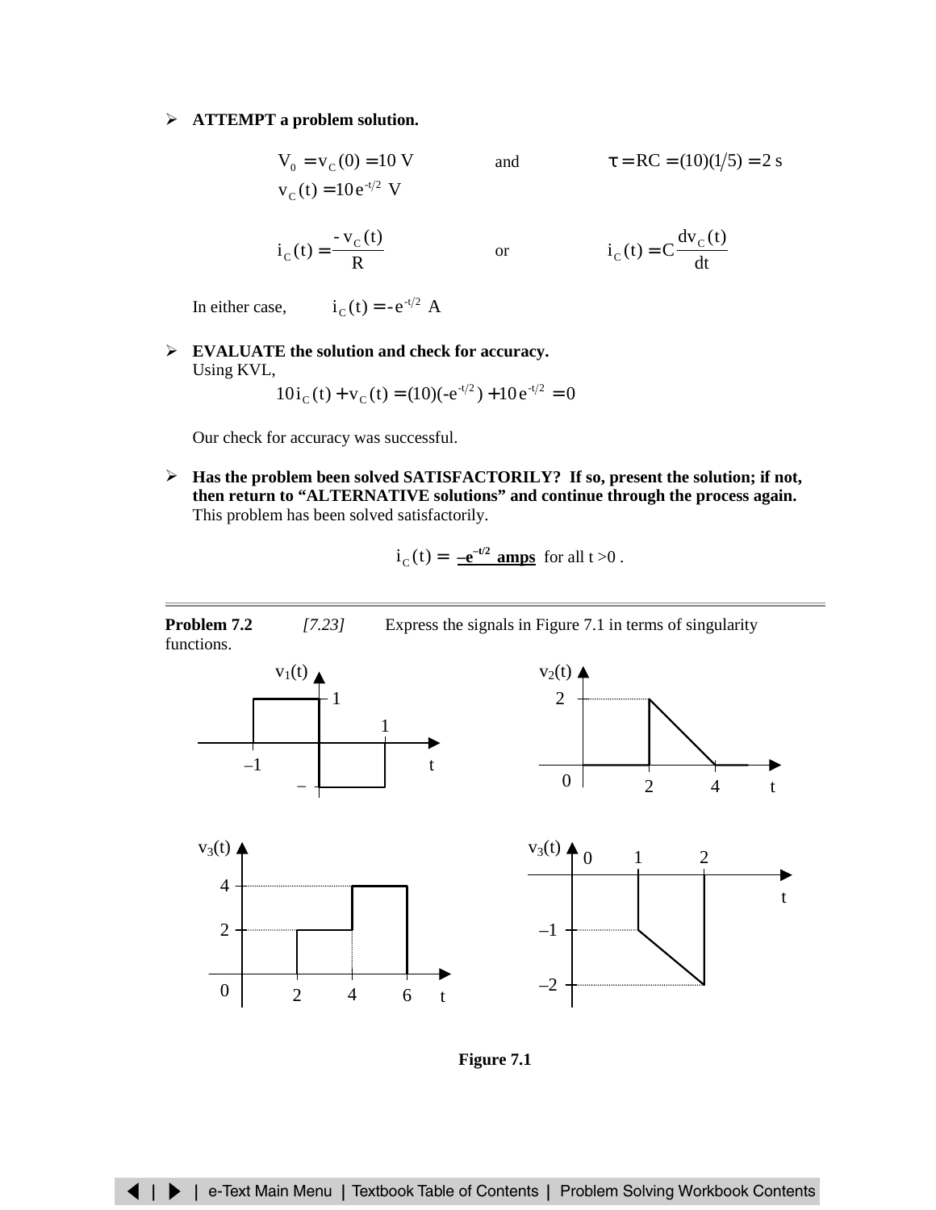- **ATTEMPT a problem solution.**

$$V_0 = v_C(0) = 10 \text{ V} \qquad \text{and} \qquad \tau = RC = (10)(1/5) = 2 \text{ s}$$

$$v_C(t) = 10\,e^{-t/2} \text{ V}$$

$$i_C(t) = \frac{-v_C(t)}{R} \qquad \text{or} \qquad i_C(t) = C\frac{dv_C(t)}{dt}$$

In either case, $i_C(t) = -e^{-t/2}$ A

- **EVALUATE the solution and check for accuracy.**
  Using KVL,

$$10\,i_C(t) + v_C(t) = (10)(-e^{-t/2}) + 10\,e^{-t/2} = 0$$

Our check for accuracy was successful.

- **Has the problem been solved SATISFACTORILY? If so, present the solution; if not, then return to "ALTERNATIVE solutions" and continue through the process again.**
  This problem has been solved satisfactorily.

$$i_C(t) = \underline{-e^{-t/2}\ \textbf{amps}} \text{ for all } t > 0 \text{ .}$$

---

**Problem 7.2** *[7.23]* Express the signals in Figure 7.1 in terms of singularity functions.

v1(t)
1
1
–1
t
–

v2(t)
2
0
2
4
t

v3(t)
4
2
0
2
4
6
t

v3(t)
0
1
2
t
–1
–2

**Figure 7.1**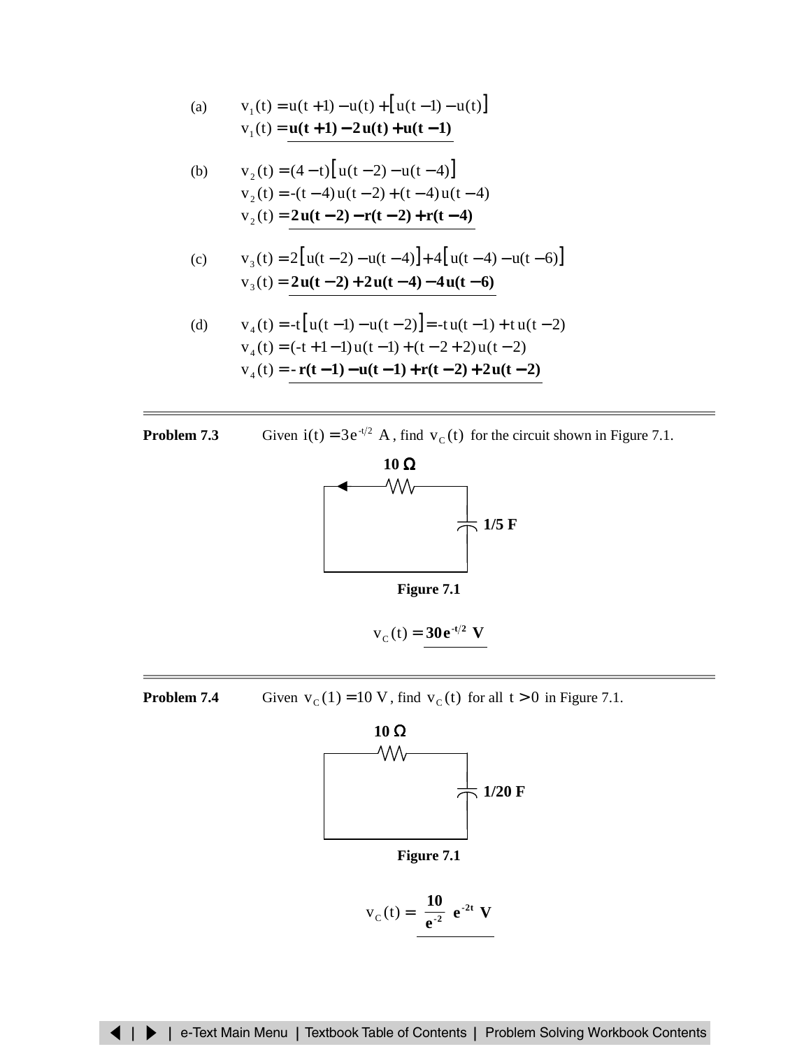(a) $v_1(t) = u(t+1) - u(t) + [u(t-1) - u(t)]$

$v_1(t) = \mathbf{u(t+1) - 2u(t) + u(t-1)}$

(b) $v_2(t) = (4-t)[u(t-2) - u(t-4)]$

$v_2(t) = -(t-4)u(t-2) + (t-4)u(t-4)$

$v_2(t) = \mathbf{2u(t-2) - r(t-2) + r(t-4)}$

(c) $v_3(t) = 2[u(t-2) - u(t-4)] + 4[u(t-4) - u(t-6)]$

$v_3(t) = \mathbf{2u(t-2) + 2u(t-4) - 4u(t-6)}$

(d) $v_4(t) = -t[u(t-1) - u(t-2)] = -t\,u(t-1) + t\,u(t-2)$

$v_4(t) = (-t+1-1)u(t-1) + (t-2+2)u(t-2)$

$v_4(t) = \mathbf{-r(t-1) - u(t-1) + r(t-2) + 2u(t-2)}$

---

**Problem 7.3** Given $i(t) = 3e^{-t/2}$ A, find $v_C(t)$ for the circuit shown in Figure 7.1.

10 Ω

1/5 F

**Figure 7.1**

$$v_C(t) = \mathbf{30e^{-t/2}\ V}$$

---

**Problem 7.4** Given $v_C(1) = 10$ V, find $v_C(t)$ for all $t > 0$ in Figure 7.1.

10 Ω

1/20 F

**Figure 7.1**

$$v_C(t) = \frac{\mathbf{10}}{\mathbf{e^{-2}}}\ \mathbf{e^{-2t}\ V}$$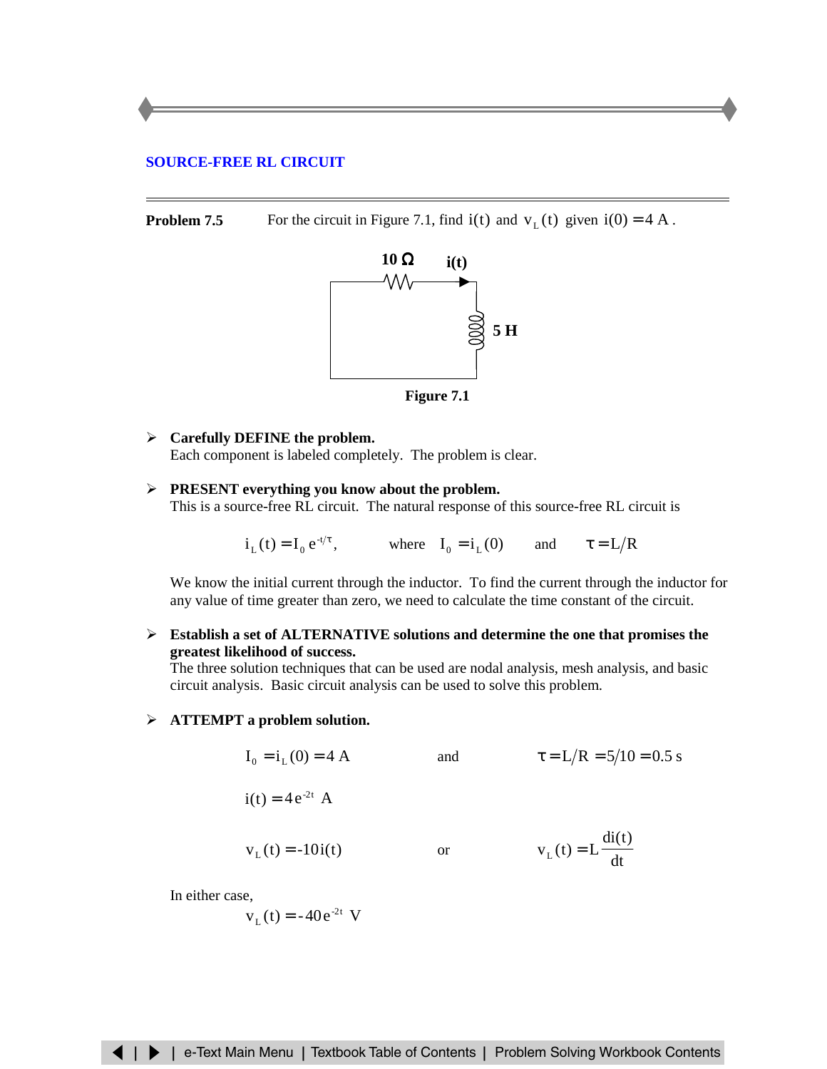## SOURCE-FREE RL CIRCUIT

**Problem 7.5** For the circuit in Figure 7.1, find $i(t)$ and $v_L(t)$ given $i(0) = 4$ A.

10 Ω

i(t)

5 H

**Figure 7.1**

- **Carefully DEFINE the problem.**
  Each component is labeled completely. The problem is clear.

- **PRESENT everything you know about the problem.**
  This is a source-free RL circuit. The natural response of this source-free RL circuit is

  $$i_L(t) = I_0 \, e^{-t/\tau}, \qquad \text{where} \quad I_0 = i_L(0) \qquad \text{and} \qquad \tau = L/R$$

  We know the initial current through the inductor. To find the current through the inductor for any value of time greater than zero, we need to calculate the time constant of the circuit.

- **Establish a set of ALTERNATIVE solutions and determine the one that promises the greatest likelihood of success.**
  The three solution techniques that can be used are nodal analysis, mesh analysis, and basic circuit analysis. Basic circuit analysis can be used to solve this problem.

- **ATTEMPT a problem solution.**

  $$I_0 = i_L(0) = 4 \text{ A} \qquad \text{and} \qquad \tau = L/R = 5/10 = 0.5 \text{ s}$$

  $$i(t) = 4\, e^{-2t} \text{ A}$$

  $$v_L(t) = -10\, i(t) \qquad \text{or} \qquad v_L(t) = L \frac{di(t)}{dt}$$

  In either case,

  $$v_L(t) = -40\, e^{-2t} \text{ V}$$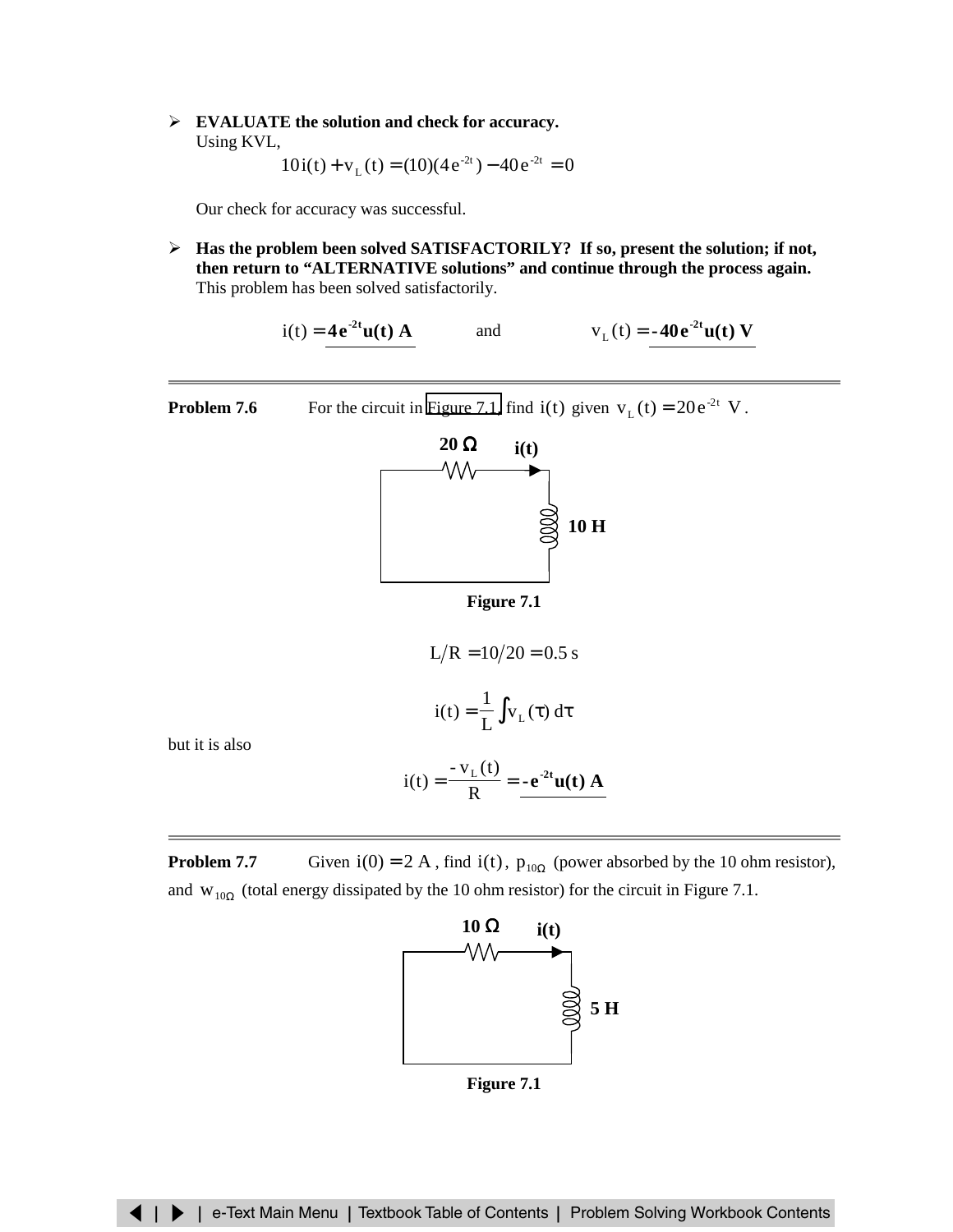- **EVALUATE the solution and check for accuracy.**
  Using KVL,

$$10\,i(t) + v_L(t) = (10)(4\,e^{-2t}) - 40\,e^{-2t} = 0$$

  Our check for accuracy was successful.

- **Has the problem been solved SATISFACTORILY? If so, present the solution; if not, then return to "ALTERNATIVE solutions" and continue through the process again.**
  This problem has been solved satisfactorily.

$$i(t) = \underline{\mathbf{4\,e^{-2t}u(t)\ A}} \qquad \text{and} \qquad v_L(t) = \underline{\mathbf{-40\,e^{-2t}u(t)\ V}}$$

---

**Problem 7.6** For the circuit in Figure 7.1, find $i(t)$ given $v_L(t) = 20\,e^{-2t}\ V$.

20 Ω
i(t)
10 H

Figure 7.1

$$L/R = 10/20 = 0.5\text{ s}$$

$$i(t) = \frac{1}{L}\int v_L(\tau)\,d\tau$$

but it is also

$$i(t) = \frac{-\,v_L(t)}{R} = \underline{\mathbf{-e^{-2t}u(t)\ A}}$$

---

**Problem 7.7** Given $i(0) = 2\text{ A}$, find $i(t)$, $p_{10\Omega}$ (power absorbed by the 10 ohm resistor), and $w_{10\Omega}$ (total energy dissipated by the 10 ohm resistor) for the circuit in Figure 7.1.

10 Ω
i(t)
5 H

Figure 7.1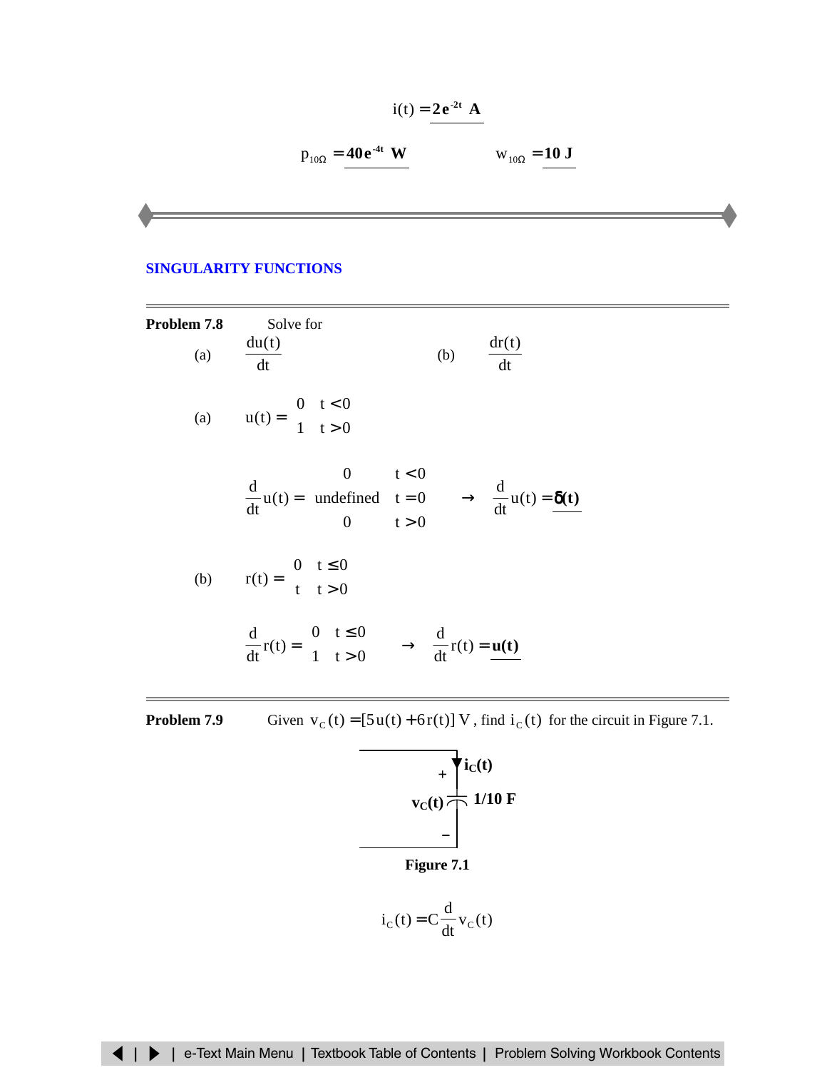$$i(t) = \underline{\mathbf{2\,e^{-2t}\ A}}$$

$$p_{10\Omega} = \underline{\mathbf{40\,e^{-4t}\ W}} \qquad\qquad w_{10\Omega} = \underline{\mathbf{10\ J}}$$

---

## SINGULARITY FUNCTIONS

---

**Problem 7.8** Solve for

(a) $\dfrac{du(t)}{dt}$ (b) $\dfrac{dr(t)}{dt}$

(a) $$u(t) = \begin{cases} 0 & t < 0 \\ 1 & t > 0 \end{cases}$$

$$\frac{d}{dt}u(t) = \begin{cases} 0 & t < 0 \\ \text{undefined} & t = 0 \\ 0 & t > 0 \end{cases} \quad \rightarrow \quad \frac{d}{dt}u(t) = \underline{\boldsymbol{\delta}\mathbf{(t)}}$$

(b) $$r(t) = \begin{cases} 0 & t \le 0 \\ t & t > 0 \end{cases}$$

$$\frac{d}{dt}r(t) = \begin{cases} 0 & t \le 0 \\ 1 & t > 0 \end{cases} \quad \rightarrow \quad \frac{d}{dt}r(t) = \underline{\mathbf{u(t)}}$$

---

**Problem 7.9** Given $v_C(t) = [5\,u(t) + 6\,r(t)]$ V, find $i_C(t)$ for the circuit in Figure 7.1.

$i_C(t)$

$+$

$v_C(t)$ 1/10 F

$-$

**Figure 7.1**

$$i_C(t) = C\frac{d}{dt}v_C(t)$$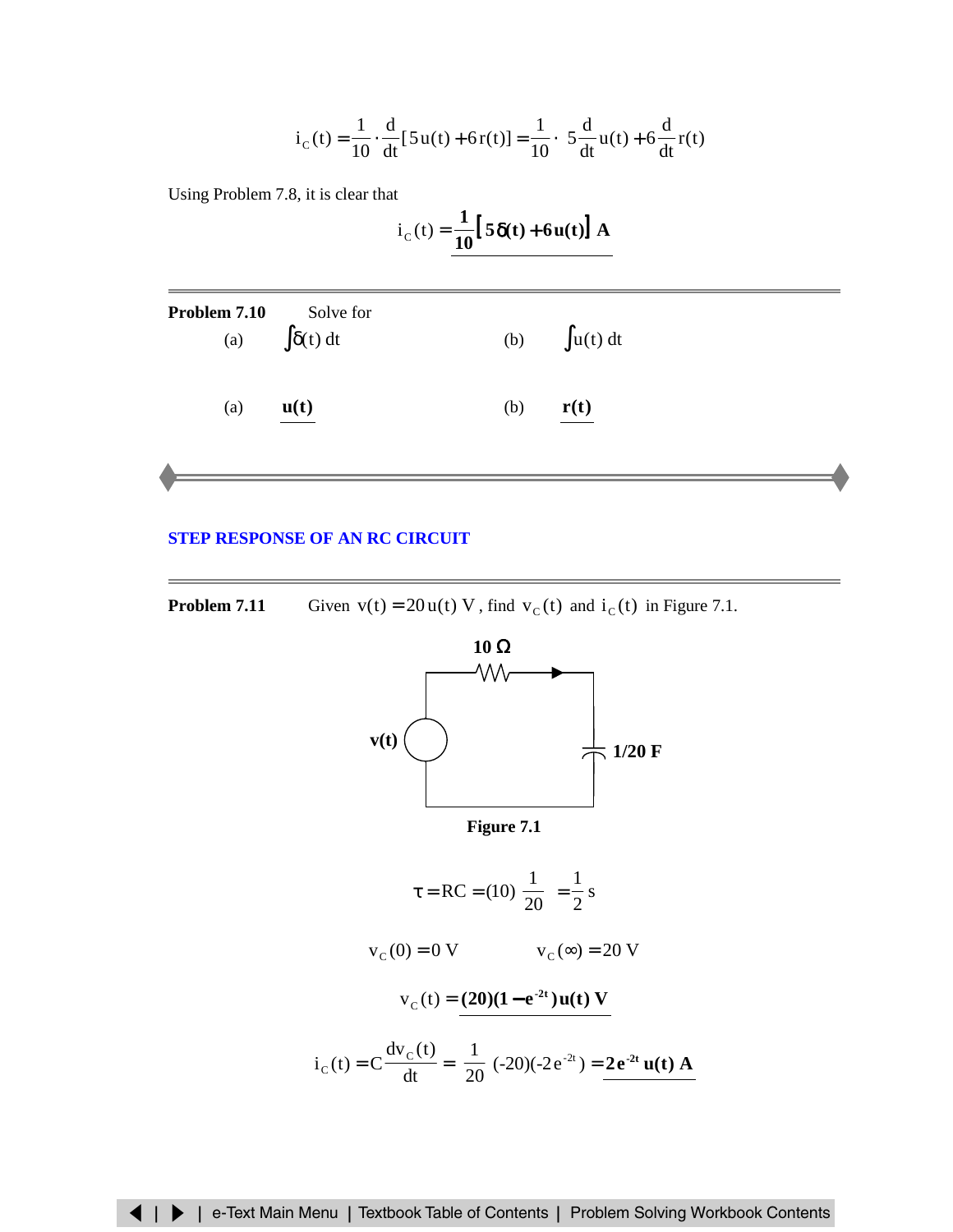$$i_C(t) = \frac{1}{10} \cdot \frac{d}{dt}[5u(t) + 6r(t)] = \frac{1}{10} \cdot \left(5\frac{d}{dt}u(t) + 6\frac{d}{dt}r(t)\right)$$

Using Problem 7.8, it is clear that

$$i_C(t) = \mathbf{\frac{1}{10}\left[5\delta(t) + 6u(t)\right] \ A}$$

---

**Problem 7.10** Solve for

(a) $\int \delta(t)\, dt$ (b) $\int u(t)\, dt$

(a) $\mathbf{u(t)}$ (b) $\mathbf{r(t)}$

---

## STEP RESPONSE OF AN RC CIRCUIT

---

**Problem 7.11** Given $v(t) = 20\,u(t)$ V, find $v_C(t)$ and $i_C(t)$ in Figure 7.1.

10 Ω

v(t)

1/20 F

**Figure 7.1**

$$\tau = RC = (10)\left(\frac{1}{20}\right) = \frac{1}{2}\ \text{s}$$

$$v_C(0) = 0\ \text{V} \qquad v_C(\infty) = 20\ \text{V}$$

$$v_C(t) = \mathbf{(20)(1 - e^{-2t})\,u(t)\ V}$$

$$i_C(t) = C\frac{dv_C(t)}{dt} = \left(\frac{1}{20}\right)(-20)(-2\,e^{-2t}) = \mathbf{2\,e^{-2t}\ u(t)\ A}$$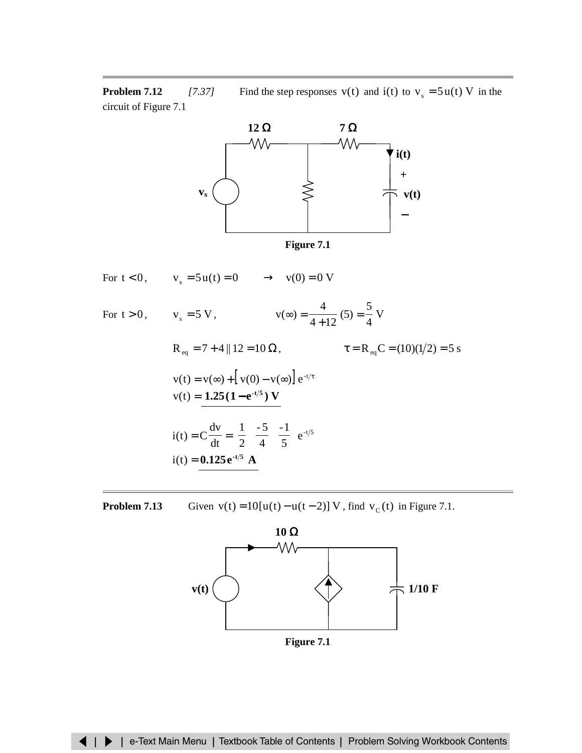**Problem 7.12** *[7.37]* Find the step responses $v(t)$ and $i(t)$ to $v_s = 5\,u(t)$ V in the circuit of Figure 7.1

12 Ω
7 Ω
i(t)
+
$v_s$
v(t)
−

Figure 7.1

For $t < 0$, $v_s = 5\,u(t) = 0 \quad \rightarrow \quad v(0) = 0$ V

For $t > 0$, $v_s = 5$ V, $v(\infty) = \dfrac{4}{4+12}(5) = \dfrac{5}{4}$ V

$R_{eq} = 7 + 4 \,||\, 12 = 10\,\Omega$, $\tau = R_{eq}C = (10)(1/2) = 5$ s

$v(t) = v(\infty) + \left[\, v(0) - v(\infty)\right] e^{-t/\tau}$

$v(t) = \mathbf{1.25\,(1 - e^{-t/5})\ V}$

$i(t) = C\dfrac{dv}{dt} = \left(\dfrac{1}{2}\right)\left(\dfrac{-5}{4}\right)\left(\dfrac{-1}{5}\right) e^{-t/5}$

$i(t) = \mathbf{0.125\,e^{-t/5}\ A}$

---

**Problem 7.13** Given $v(t) = 10[u(t) - u(t-2)]$ V, find $v_C(t)$ in Figure 7.1.

10 Ω
v(t)
1/10 F

Figure 7.1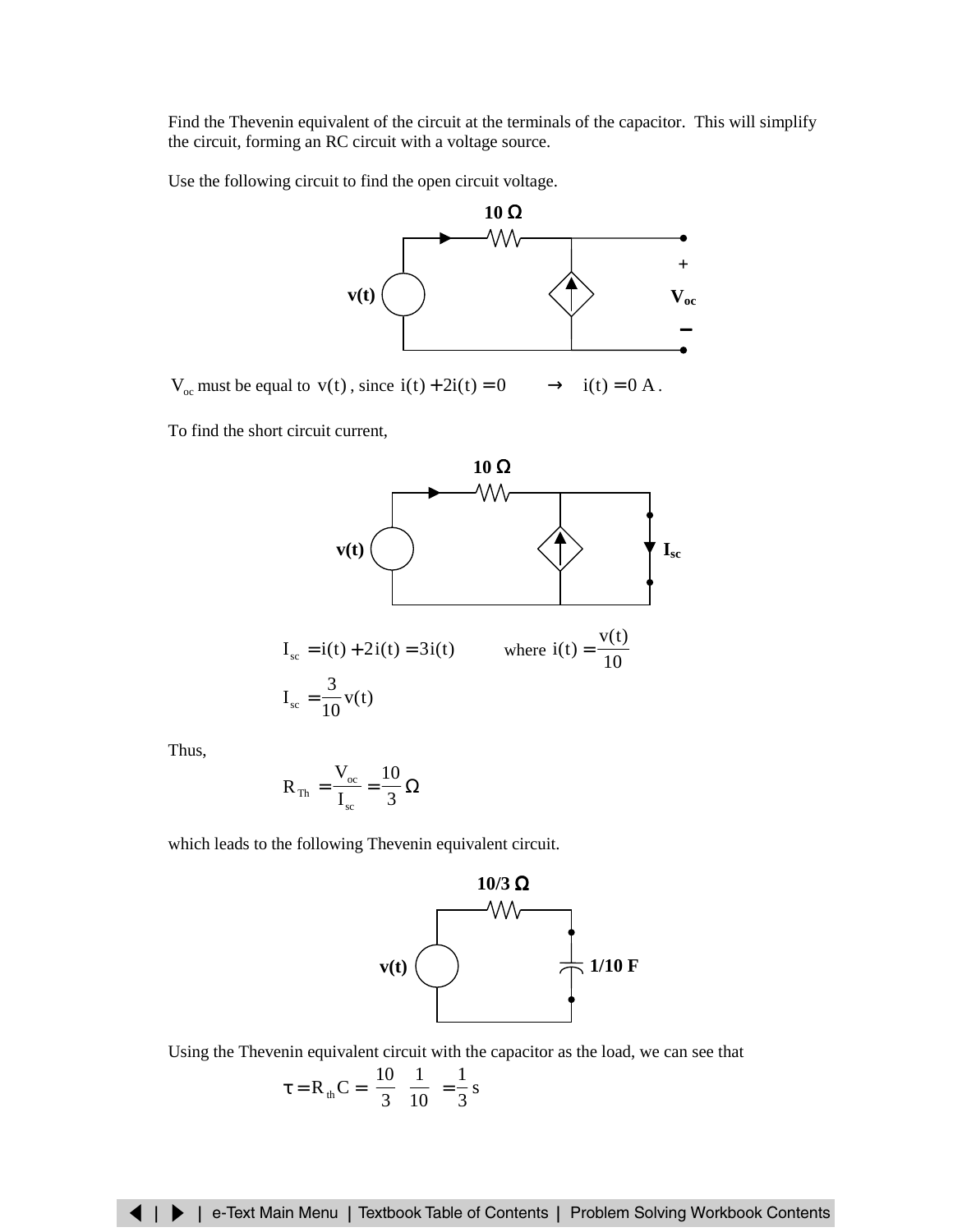Find the Thevenin equivalent of the circuit at the terminals of the capacitor. This will simplify the circuit, forming an RC circuit with a voltage source.

Use the following circuit to find the open circuit voltage.

10 Ω

v(t)

+

$V_{oc}$

−

$V_{oc}$ must be equal to $v(t)$, since $i(t) + 2i(t) = 0 \quad \rightarrow \quad i(t) = 0$ A.

To find the short circuit current,

10 Ω

v(t)

$I_{sc}$

$$I_{sc} = i(t) + 2i(t) = 3i(t) \qquad \text{where } i(t) = \frac{v(t)}{10}$$

$$I_{sc} = \frac{3}{10} v(t)$$

Thus,

$$R_{Th} = \frac{V_{oc}}{I_{sc}} = \frac{10}{3}\,\Omega$$

which leads to the following Thevenin equivalent circuit.

10/3 Ω

v(t)

1/10 F

Using the Thevenin equivalent circuit with the capacitor as the load, we can see that

$$\tau = R_{th} C = \left(\frac{10}{3}\right)\left(\frac{1}{10}\right) = \frac{1}{3}\text{ s}$$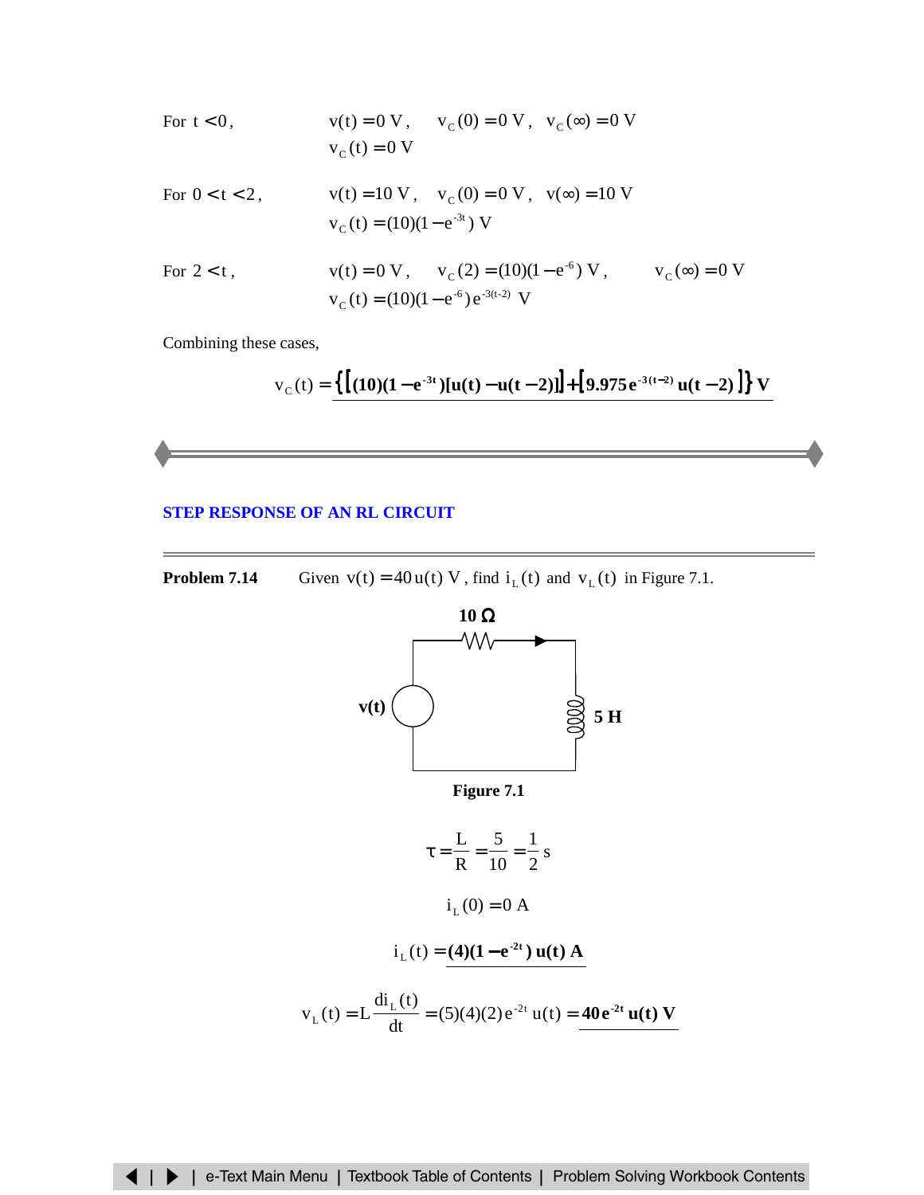For $t < 0$, $v(t) = 0\text{ V}$, $v_C(0) = 0\text{ V}$, $v_C(\infty) = 0\text{ V}$

$v_C(t) = 0\text{ V}$

For $0 < t < 2$, $v(t) = 10\text{ V}$, $v_C(0) = 0\text{ V}$, $v(\infty) = 10\text{ V}$

$v_C(t) = (10)(1 - e^{-3t})\text{ V}$

For $2 < t$, $v(t) = 0\text{ V}$, $v_C(2) = (10)(1 - e^{-6})\text{ V}$, $v_C(\infty) = 0\text{ V}$

$v_C(t) = (10)(1 - e^{-6})\,e^{-3(t-2)}\text{ V}$

Combining these cases,

$$v_C(t) = \underline{\mathbf{\{[(10)(1 - e^{-3t})[u(t) - u(t-2)]] + [9.975\,e^{-3(t-2)}\,u(t-2)]\}\ V}}$$

---

## STEP RESPONSE OF AN RL CIRCUIT

---

**Problem 7.14** Given $v(t) = 40\,u(t)\text{ V}$, find $i_L(t)$ and $v_L(t)$ in Figure 7.1.

10 Ω

v(t)

5 H

**Figure 7.1**

$$\tau = \frac{L}{R} = \frac{5}{10} = \frac{1}{2}\text{ s}$$

$$i_L(0) = 0\text{ A}$$

$$i_L(t) = \underline{\mathbf{(4)(1 - e^{-2t})\,u(t)\ A}}$$

$$v_L(t) = L\frac{di_L(t)}{dt} = (5)(4)(2)\,e^{-2t}\,u(t) = \underline{\mathbf{40\,e^{-2t}\,u(t)\ V}}$$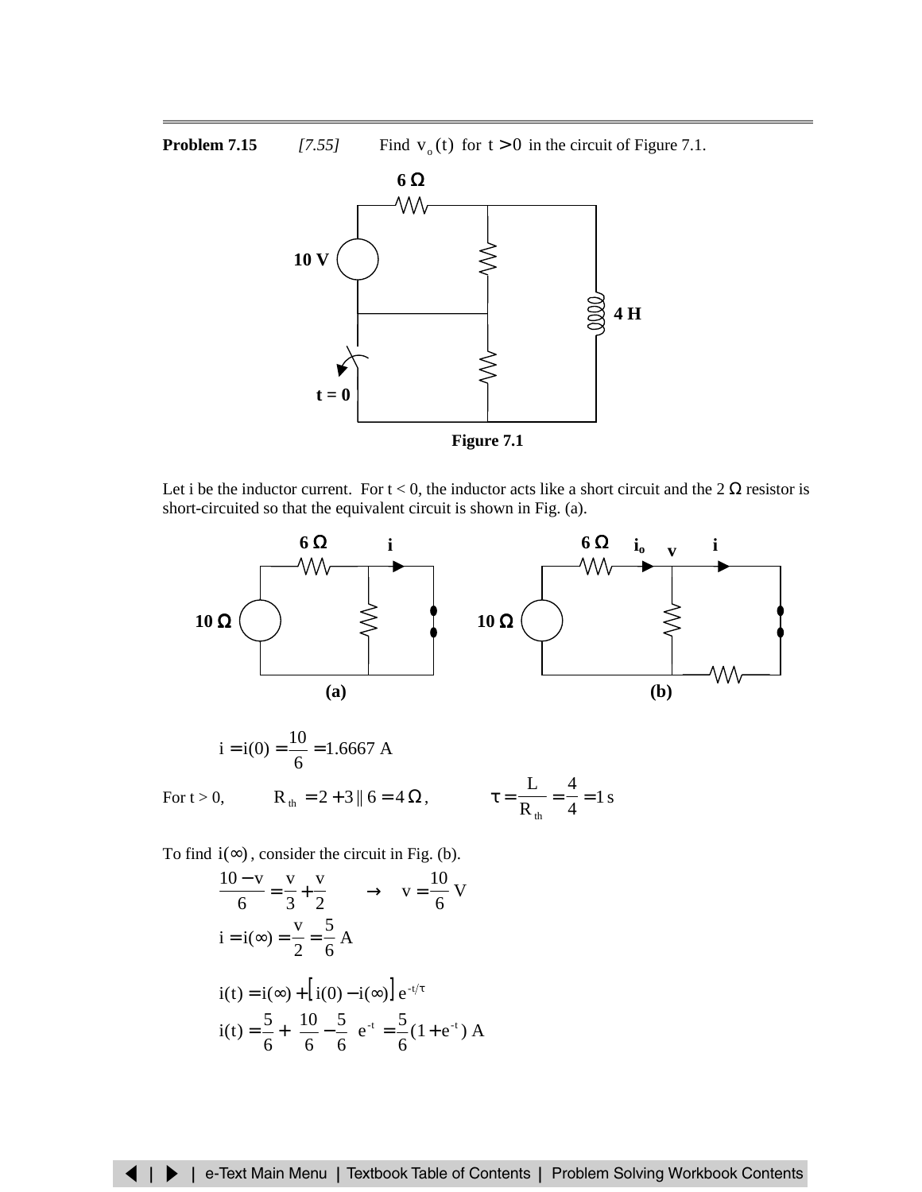**Problem 7.15** *[7.55]* Find $v_o(t)$ for $t > 0$ in the circuit of Figure 7.1.

6 Ω

10 V

4 H

t = 0

**Figure 7.1**

Let i be the inductor current. For t < 0, the inductor acts like a short circuit and the 2 Ω resistor is short-circuited so that the equivalent circuit is shown in Fig. (a).

6 Ω i

10 Ω

**(a)**

6 Ω $i_o$ v i

10 Ω

**(b)**

$$i = i(0) = \frac{10}{6} = 1.6667 \text{ A}$$

For t > 0, $R_{th} = 2 + 3 \parallel 6 = 4\,\Omega$, $\tau = \frac{L}{R_{th}} = \frac{4}{4} = 1\text{ s}$

To find $i(\infty)$, consider the circuit in Fig. (b).

$$\frac{10 - v}{6} = \frac{v}{3} + \frac{v}{2} \quad \rightarrow \quad v = \frac{10}{6}\text{ V}$$

$$i = i(\infty) = \frac{v}{2} = \frac{5}{6}\text{ A}$$

$$i(t) = i(\infty) + \left[\, i(0) - i(\infty) \right] e^{-t/\tau}$$

$$i(t) = \frac{5}{6} + \left(\frac{10}{6} - \frac{5}{6}\right) e^{-t} = \frac{5}{6}(1 + e^{-t})\text{ A}$$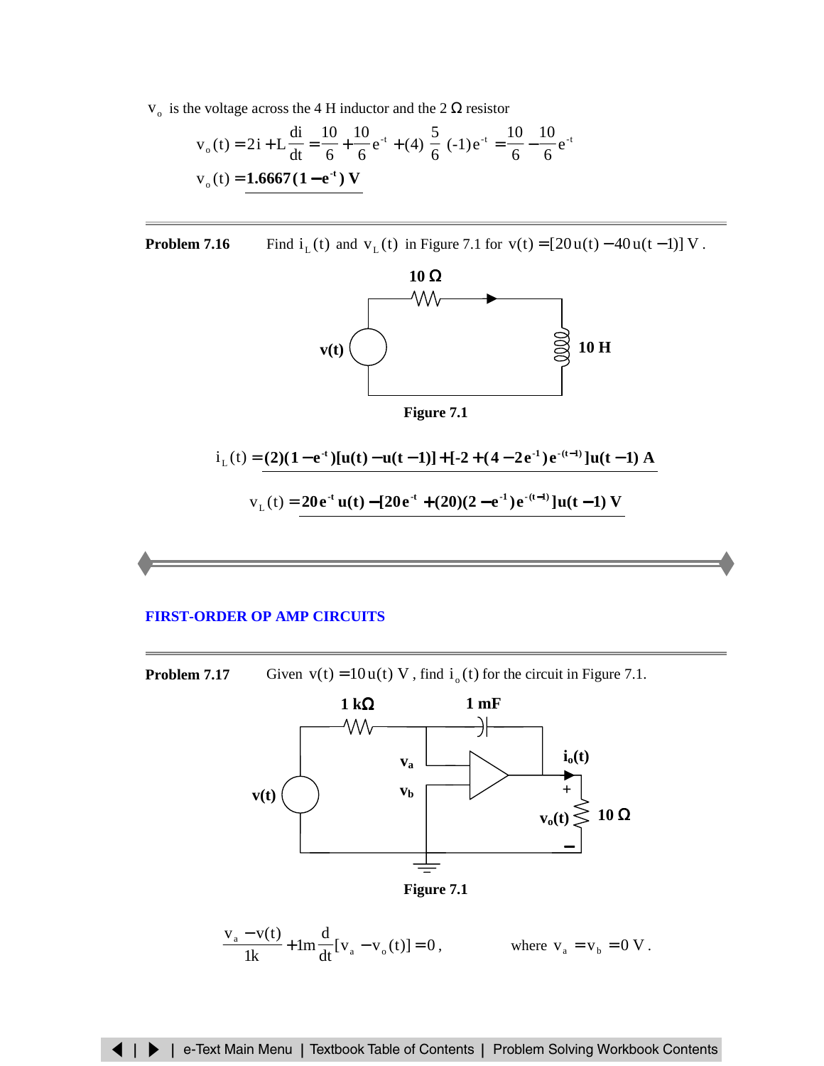$v_o$ is the voltage across the 4 H inductor and the 2 Ω resistor

$$v_o(t) = 2i + L\frac{di}{dt} = \frac{10}{6} + \frac{10}{6}e^{-t} + (4)\ \frac{5}{6}\ (-1)e^{-t} = \frac{10}{6} - \frac{10}{6}e^{-t}$$

$$v_o(t) = \mathbf{1.6667(1 - e^{-t})\ V}$$

---

**Problem 7.16** Find $i_L(t)$ and $v_L(t)$ in Figure 7.1 for $v(t) = [20\,u(t) - 40\,u(t-1)]$ V.

10 Ω

v(t)

10 H

Figure 7.1

$$i_L(t) = \mathbf{(2)(1 - e^{-t})[u(t) - u(t-1)] + [-2 + (4 - 2e^{-1})e^{-(t-1)}]u(t-1)\ A}$$

$$v_L(t) = \mathbf{20e^{-t}\,u(t) - [20e^{-t} + (20)(2 - e^{-1})e^{-(t-1)}]u(t-1)\ V}$$

---

## FIRST-ORDER OP AMP CIRCUITS

---

**Problem 7.17** Given $v(t) = 10\,u(t)$ V, find $i_o(t)$ for the circuit in Figure 7.1.

1 kΩ

1 mF

$v_a$

$v_b$

$i_o(t)$

v(t)

+

$v_o(t)$

10 Ω

−

Figure 7.1

$$\frac{v_a - v(t)}{1k} + 1m\frac{d}{dt}[v_a - v_o(t)] = 0, \qquad \text{where } v_a = v_b = 0\ \text{V}.$$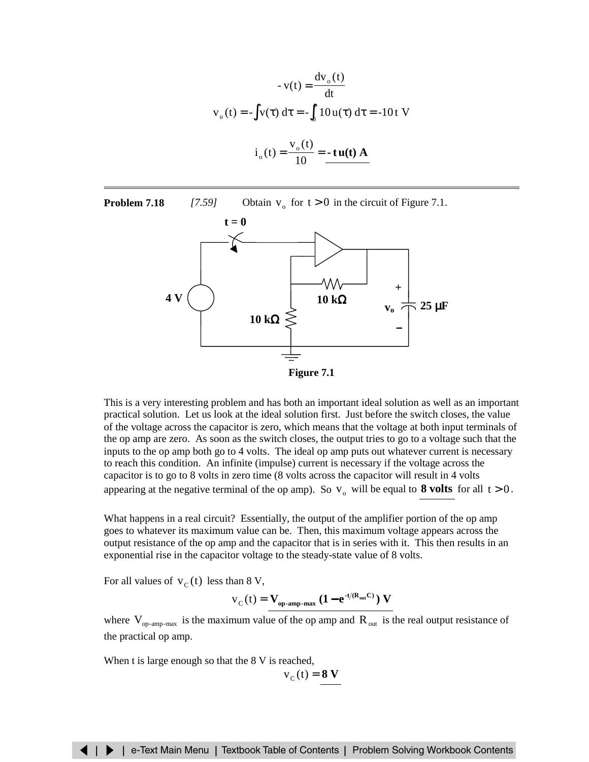$$-v(t) = \frac{dv_o(t)}{dt}$$

$$v_o(t) = -\int v(\tau)\, d\tau = -\int_0^t 10\, u(\tau)\, d\tau = -10\, t \text{ V}$$

$$i_o(t) = \frac{v_o(t)}{10} = \underline{\mathbf{-\, t\, u(t)\ A}}$$

---

**Problem 7.18** *[7.59]* Obtain $v_o$ for $t > 0$ in the circuit of Figure 7.1.

t = 0

4 V

10 kΩ

10 kΩ

+

$v_o$

−

25 μF

**Figure 7.1**

This is a very interesting problem and has both an important ideal solution as well as an important practical solution. Let us look at the ideal solution first. Just before the switch closes, the value of the voltage across the capacitor is zero, which means that the voltage at both input terminals of the op amp are zero. As soon as the switch closes, the output tries to go to a voltage such that the inputs to the op amp both go to 4 volts. The ideal op amp puts out whatever current is necessary to reach this condition. An infinite (impulse) current is necessary if the voltage across the capacitor is to go to 8 volts in zero time (8 volts across the capacitor will result in 4 volts appearing at the negative terminal of the op amp). So $v_o$ will be equal to $\underline{\mathbf{8\ volts}}$ for all $t > 0$.

What happens in a real circuit? Essentially, the output of the amplifier portion of the op amp goes to whatever its maximum value can be. Then, this maximum voltage appears across the output resistance of the op amp and the capacitor that is in series with it. This then results in an exponential rise in the capacitor voltage to the steady-state value of 8 volts.

For all values of $v_C(t)$ less than 8 V,

$$v_C(t) = \underline{\mathbf{V_{op\text{-}amp\text{-}max}\ (1 - e^{-t/(R_{out}C)})\ V}}$$

where $V_{op\text{-}amp\text{-}max}$ is the maximum value of the op amp and $R_{out}$ is the real output resistance of the practical op amp.

When t is large enough so that the 8 V is reached,

$$v_C(t) = \underline{\mathbf{8\ V}}$$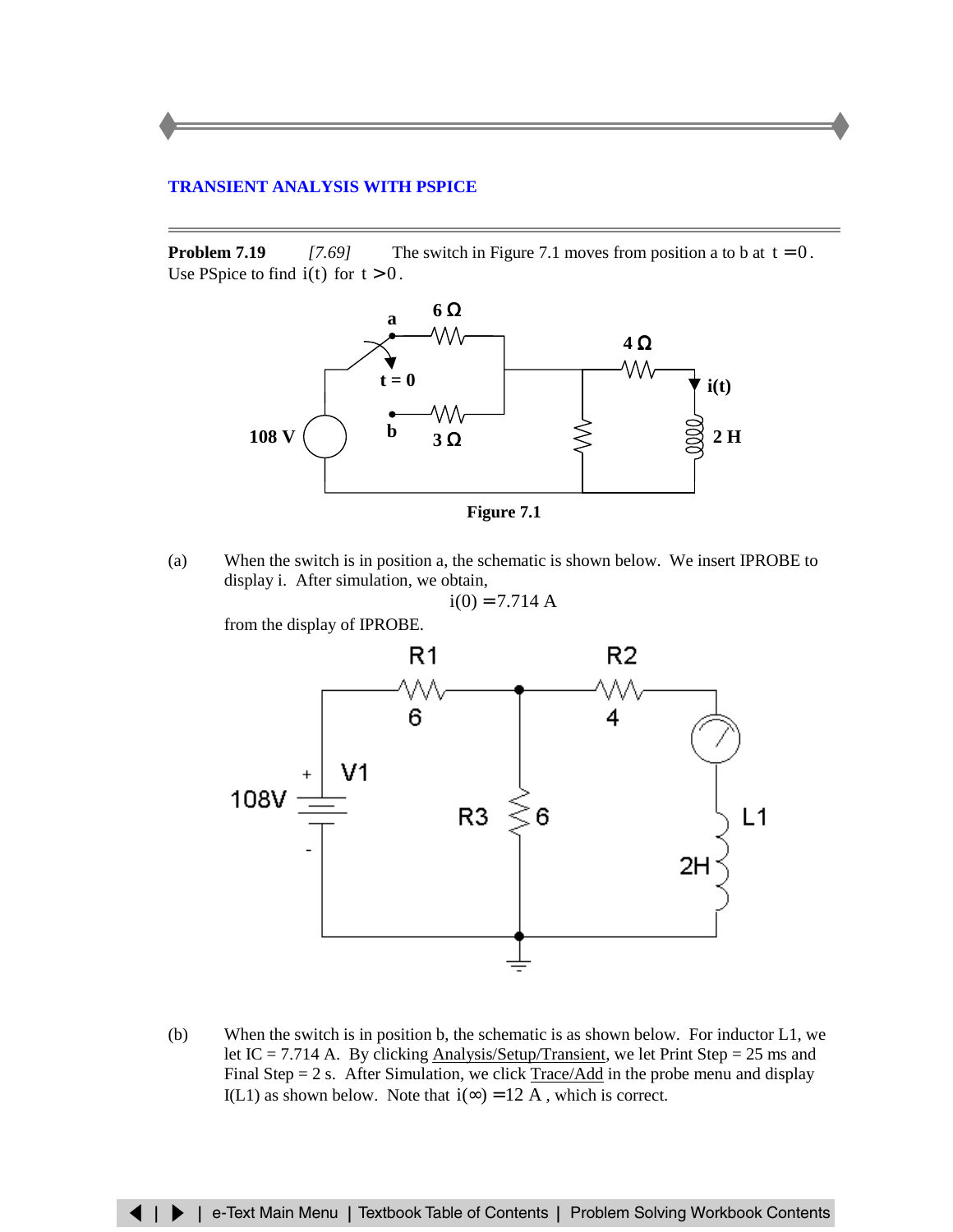## TRANSIENT ANALYSIS WITH PSPICE

**Problem 7.19** *[7.69]* The switch in Figure 7.1 moves from position a to b at $t = 0$. Use PSpice to find $i(t)$ for $t > 0$.

a
6 Ω
t = 0
b
3 Ω
108 V
4 Ω
i(t)
2 H

**Figure 7.1**

(a) When the switch is in position a, the schematic is shown below. We insert IPROBE to display i. After simulation, we obtain,

$$i(0) = 7.714 \text{ A}$$

from the display of IPROBE.

R1
6
R2
4
V1
108V
R3
6
L1
2H

(b) When the switch is in position b, the schematic is as shown below. For inductor L1, we let IC = 7.714 A. By clicking Analysis/Setup/Transient, we let Print Step = 25 ms and Final Step = 2 s. After Simulation, we click Trace/Add in the probe menu and display I(L1) as shown below. Note that $i(\infty) = 12$ A, which is correct.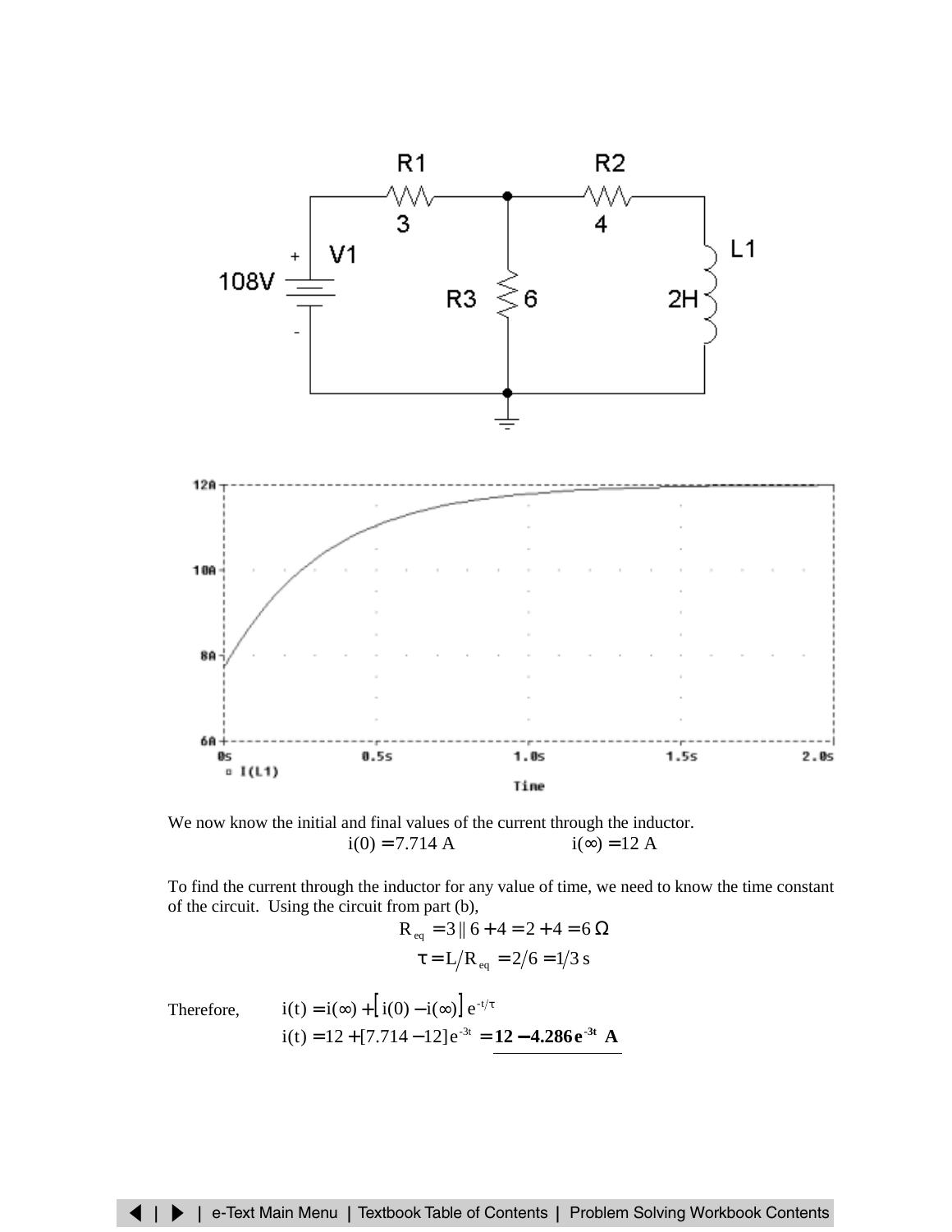R1
3
R2
4
V1
108V
+
-
R3
6
L1
2H

12A
10A
8A
6A
0s
0.5s
1.0s
1.5s
2.0s
I(L1)
Time

We now know the initial and final values of the current through the inductor.

$$i(0) = 7.714 \text{ A} \qquad\qquad i(\infty) = 12 \text{ A}$$

To find the current through the inductor for any value of time, we need to know the time constant of the circuit. Using the circuit from part (b),

$$R_{eq} = 3 \,\|\, 6 + 4 = 2 + 4 = 6\ \Omega$$

$$\tau = L/R_{eq} = 2/6 = 1/3 \text{ s}$$

Therefore,

$$i(t) = i(\infty) + [\, i(0) - i(\infty) \,]\, e^{-t/\tau}$$

$$i(t) = 12 + [7.714 - 12]\, e^{-3t} = \mathbf{12 - 4.286\, e^{-3t}\ A}$$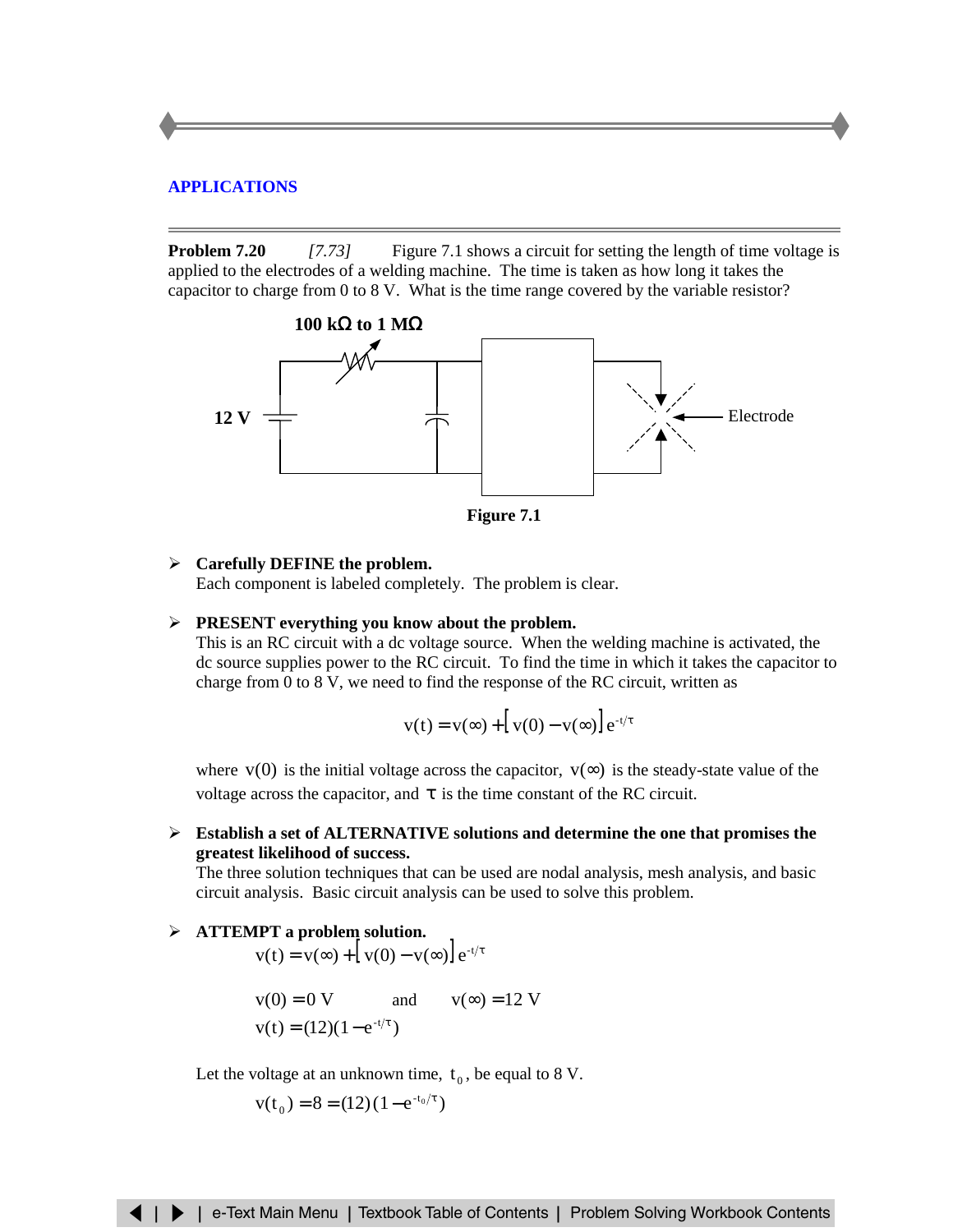## APPLICATIONS

**Problem 7.20** *[7.73]* Figure 7.1 shows a circuit for setting the length of time voltage is applied to the electrodes of a welding machine. The time is taken as how long it takes the capacitor to charge from 0 to 8 V. What is the time range covered by the variable resistor?

100 kΩ to 1 MΩ

12 V

Electrode

**Figure 7.1**

- **Carefully DEFINE the problem.**
  Each component is labeled completely. The problem is clear.

- **PRESENT everything you know about the problem.**
  This is an RC circuit with a dc voltage source. When the welding machine is activated, the dc source supplies power to the RC circuit. To find the time in which it takes the capacitor to charge from 0 to 8 V, we need to find the response of the RC circuit, written as

$$v(t) = v(\infty) + \left[\, v(0) - v(\infty) \right] e^{-t/\tau}$$

  where $v(0)$ is the initial voltage across the capacitor, $v(\infty)$ is the steady-state value of the voltage across the capacitor, and $\tau$ is the time constant of the RC circuit.

- **Establish a set of ALTERNATIVE solutions and determine the one that promises the greatest likelihood of success.**
  The three solution techniques that can be used are nodal analysis, mesh analysis, and basic circuit analysis. Basic circuit analysis can be used to solve this problem.

- **ATTEMPT a problem solution.**

$$v(t) = v(\infty) + \left[\, v(0) - v(\infty) \right] e^{-t/\tau}$$

$$v(0) = 0 \text{ V} \qquad \text{and} \qquad v(\infty) = 12 \text{ V}$$

$$v(t) = (12)(1 - e^{-t/\tau})$$

  Let the voltage at an unknown time, $t_0$, be equal to 8 V.

$$v(t_0) = 8 = (12)(1 - e^{-t_0/\tau})$$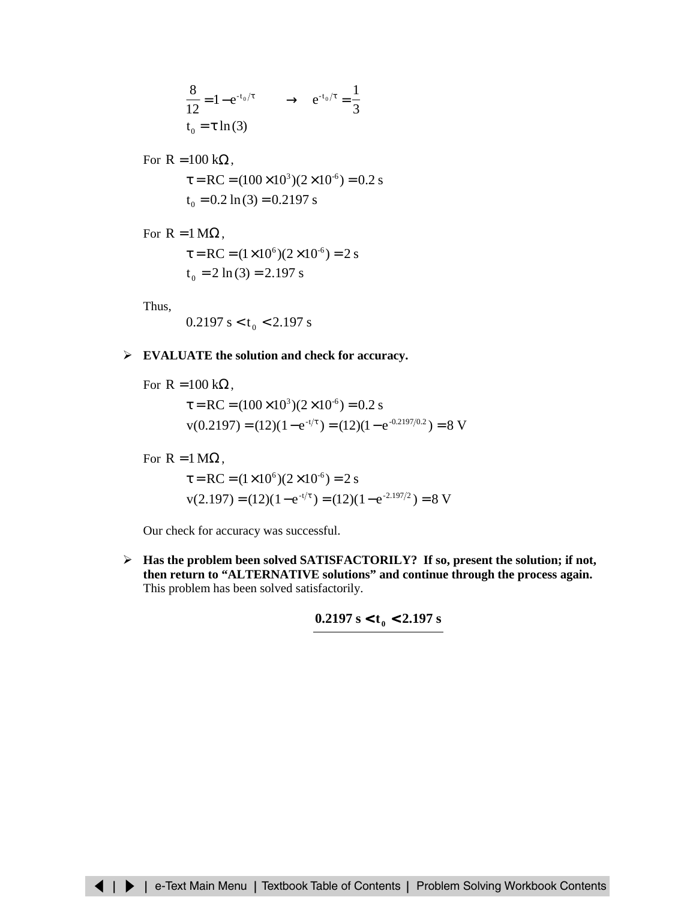$$\frac{8}{12} = 1 - e^{-t_0/\tau} \qquad \rightarrow \quad e^{-t_0/\tau} = \frac{1}{3}$$

$$t_0 = \tau \ln(3)$$

For $R = 100\ \text{k}\Omega$,

$$\tau = RC = (100 \times 10^3)(2 \times 10^{-6}) = 0.2\ \text{s}$$

$$t_0 = 0.2 \ln(3) = 0.2197\ \text{s}$$

For $R = 1\ \text{M}\Omega$,

$$\tau = RC = (1 \times 10^6)(2 \times 10^{-6}) = 2\ \text{s}$$

$$t_0 = 2 \ln(3) = 2.197\ \text{s}$$

Thus,

$$0.2197\ \text{s} < t_0 < 2.197\ \text{s}$$

- **EVALUATE the solution and check for accuracy.**

For $R = 100\ \text{k}\Omega$,

$$\tau = RC = (100 \times 10^3)(2 \times 10^{-6}) = 0.2\ \text{s}$$

$$v(0.2197) = (12)(1 - e^{-t/\tau}) = (12)(1 - e^{-0.2197/0.2}) = 8\ \text{V}$$

For $R = 1\ \text{M}\Omega$,

$$\tau = RC = (1 \times 10^6)(2 \times 10^{-6}) = 2\ \text{s}$$

$$v(2.197) = (12)(1 - e^{-t/\tau}) = (12)(1 - e^{-2.197/2}) = 8\ \text{V}$$

Our check for accuracy was successful.

- **Has the problem been solved SATISFACTORILY? If so, present the solution; if not, then return to "ALTERNATIVE solutions" and continue through the process again.**
This problem has been solved satisfactorily.

$$\underline{\mathbf{0.2197\ s} < \mathbf{t_0} < \mathbf{2.197\ s}}$$